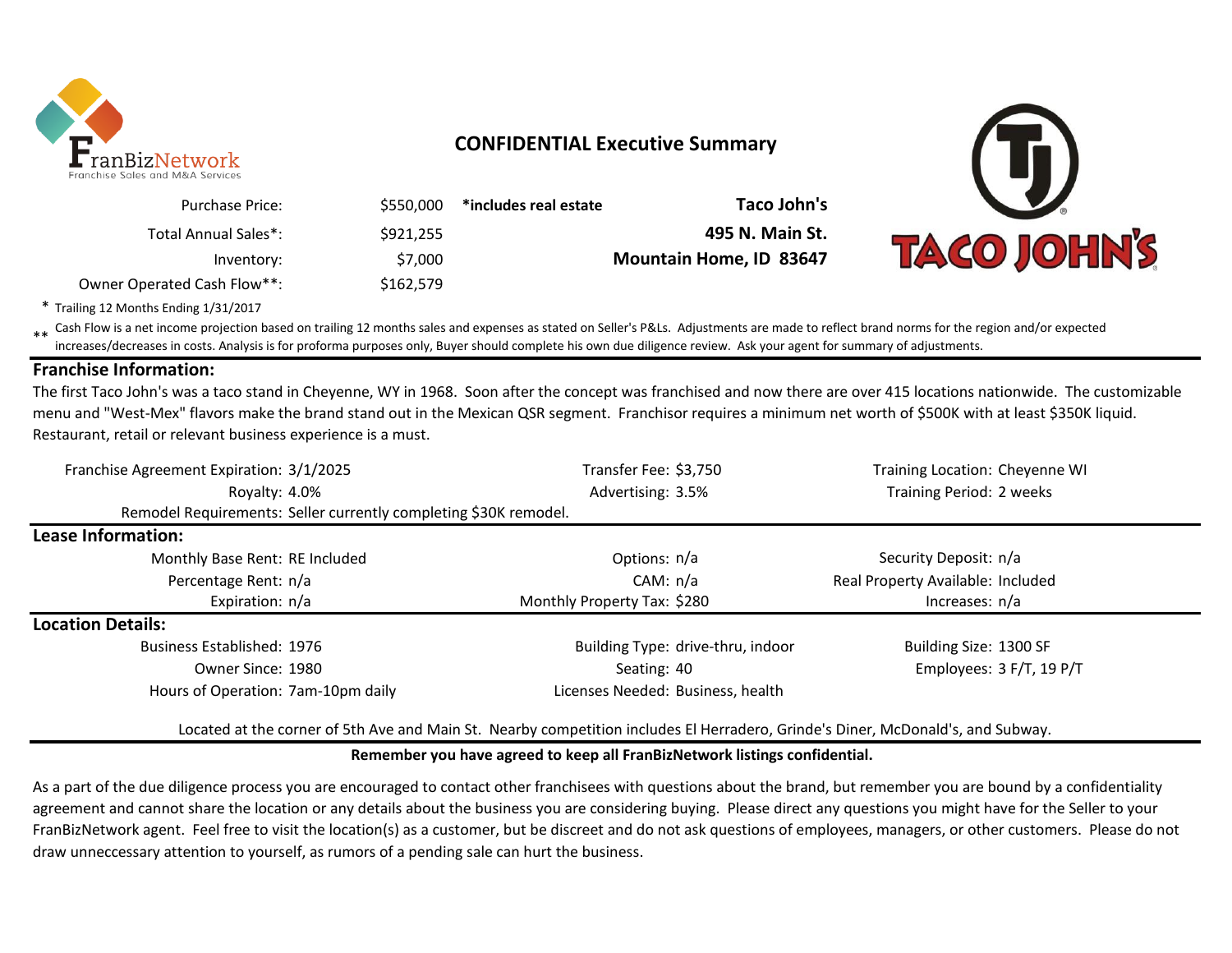FranBizNetwork
Franchise Sales and M&A Services

## CONFIDENTIAL Executive Summary

| | | | |
|---|---|---|---|
| Purchase Price: | $550,000 | *includes real estate | Taco John's |
| Total Annual Sales*: | $921,255 | | 495 N. Main St. |
| Inventory: | $7,000 | | Mountain Home, ID 83647 |
| Owner Operated Cash Flow**: | $162,579 | | |

\* Trailing 12 Months Ending 1/31/2017

** Cash Flow is a net income projection based on trailing 12 months sales and expenses as stated on Seller's P&Ls. Adjustments are made to reflect brand norms for the region and/or expected increases/decreases in costs. Analysis is for proforma purposes only, Buyer should complete his own due diligence review. Ask your agent for summary of adjustments.

## Franchise Information:

The first Taco John's was a taco stand in Cheyenne, WY in 1968. Soon after the concept was franchised and now there are over 415 locations nationwide. The customizable menu and "West-Mex" flavors make the brand stand out in the Mexican QSR segment. Franchisor requires a minimum net worth of $500K with at least $350K liquid. Restaurant, retail or relevant business experience is a must.

| | | | | | |
|---|---|---|---|---|---|
| Franchise Agreement Expiration: | 3/1/2025 | Transfer Fee: | $3,750 | Training Location: | Cheyenne WI |
| Royalty: | 4.0% | Advertising: | 3.5% | Training Period: | 2 weeks |
| Remodel Requirements: | Seller currently completing $30K remodel. | | | | |

## Lease Information:

| | | | | | |
|---|---|---|---|---|---|
| Monthly Base Rent: | RE Included | Options: | n/a | Security Deposit: | n/a |
| Percentage Rent: | n/a | CAM: | n/a | Real Property Available: | Included |
| Expiration: | n/a | Monthly Property Tax: | $280 | Increases: | n/a |

## Location Details:

| | | | | | |
|---|---|---|---|---|---|
| Business Established: | 1976 | Building Type: | drive-thru, indoor | Building Size: | 1300 SF |
| Owner Since: | 1980 | Seating: | 40 | Employees: | 3 F/T, 19 P/T |
| Hours of Operation: | 7am-10pm daily | Licenses Needed: | Business, health | | |

Located at the corner of 5th Ave and Main St. Nearby competition includes El Herradero, Grinde's Diner, McDonald's, and Subway.

**Remember you have agreed to keep all FranBizNetwork listings confidential.**

As a part of the due diligence process you are encouraged to contact other franchisees with questions about the brand, but remember you are bound by a confidentiality agreement and cannot share the location or any details about the business you are considering buying. Please direct any questions you might have for the Seller to your FranBizNetwork agent. Feel free to visit the location(s) as a customer, but be discreet and do not ask questions of employees, managers, or other customers. Please do not draw unneccessary attention to yourself, as rumors of a pending sale can hurt the business.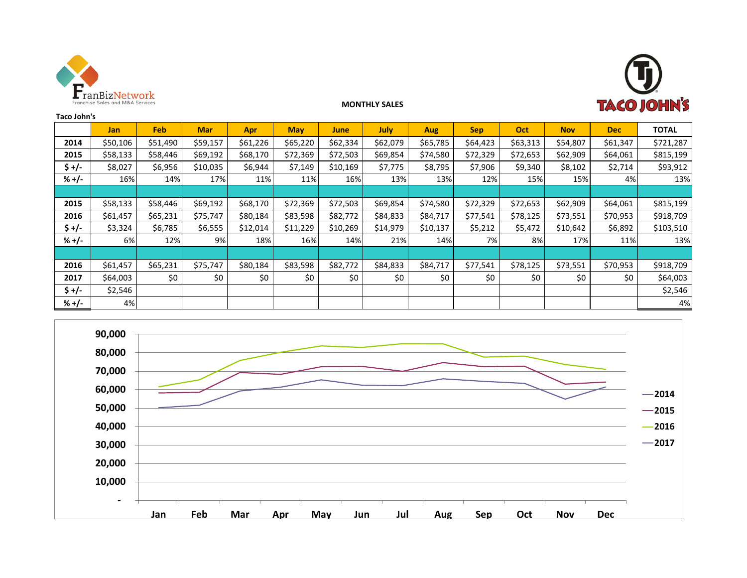**MONTHLY SALES**

**Taco John's**

| | Jan | Feb | Mar | Apr | May | June | July | Aug | Sep | Oct | Nov | Dec | TOTAL |
|---|---|---|---|---|---|---|---|---|---|---|---|---|---|
| **2014** | $50,106 | $51,490 | $59,157 | $61,226 | $65,220 | $62,334 | $62,079 | $65,785 | $64,423 | $63,313 | $54,807 | $61,347 | $721,287 |
| **2015** | $58,133 | $58,446 | $69,192 | $68,170 | $72,369 | $72,503 | $69,854 | $74,580 | $72,329 | $72,653 | $62,909 | $64,061 | $815,199 |
| **$ +/-** | $8,027 | $6,956 | $10,035 | $6,944 | $7,149 | $10,169 | $7,775 | $8,795 | $7,906 | $9,340 | $8,102 | $2,714 | $93,912 |
| **% +/-** | 16% | 14% | 17% | 11% | 11% | 16% | 13% | 13% | 12% | 15% | 15% | 4% | 13% |
| | | | | | | | | | | | | | |
| **2015** | $58,133 | $58,446 | $69,192 | $68,170 | $72,369 | $72,503 | $69,854 | $74,580 | $72,329 | $72,653 | $62,909 | $64,061 | $815,199 |
| **2016** | $61,457 | $65,231 | $75,747 | $80,184 | $83,598 | $82,772 | $84,833 | $84,717 | $77,541 | $78,125 | $73,551 | $70,953 | $918,709 |
| **$ +/-** | $3,324 | $6,785 | $6,555 | $12,014 | $11,229 | $10,269 | $14,979 | $10,137 | $5,212 | $5,472 | $10,642 | $6,892 | $103,510 |
| **% +/-** | 6% | 12% | 9% | 18% | 16% | 14% | 21% | 14% | 7% | 8% | 17% | 11% | 13% |
| | | | | | | | | | | | | | |
| **2016** | $61,457 | $65,231 | $75,747 | $80,184 | $83,598 | $82,772 | $84,833 | $84,717 | $77,541 | $78,125 | $73,551 | $70,953 | $918,709 |
| **2017** | $64,003 | $0 | $0 | $0 | $0 | $0 | $0 | $0 | $0 | $0 | $0 | $0 | $64,003 |
| **$ +/-** | $2,546 | | | | | | | | | | | | $2,546 |
| **% +/-** | 4% | | | | | | | | | | | | 4% |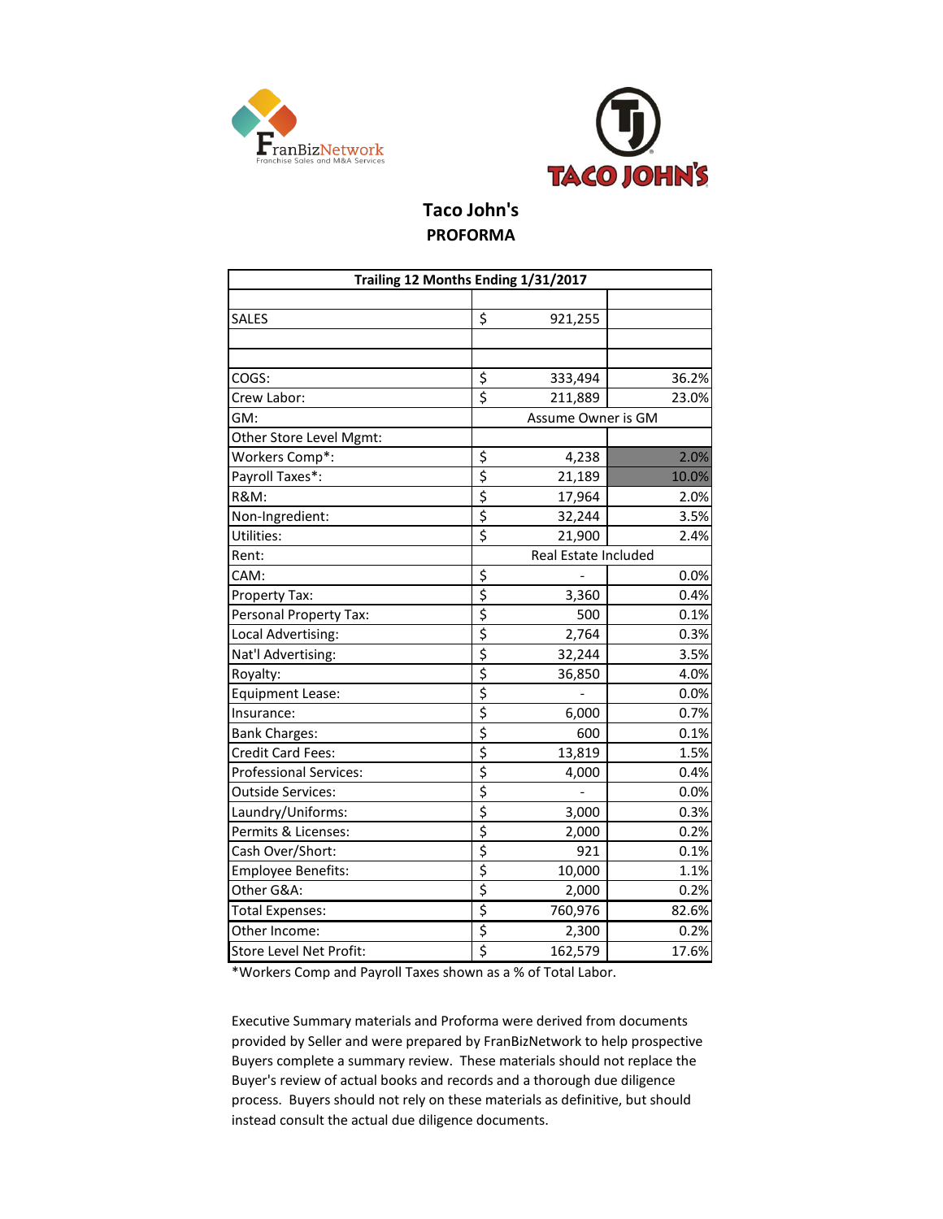## Taco John's

## PROFORMA

| Trailing 12 Months Ending 1/31/2017 | | |
|---|---|---|
| | | |
| SALES | $ 921,255 | |
| | | |
| | | |
| COGS: | $ 333,494 | 36.2% |
| Crew Labor: | $ 211,889 | 23.0% |
| GM: | Assume Owner is GM | |
| Other Store Level Mgmt: | | |
| Workers Comp*: | $ 4,238 | 2.0% |
| Payroll Taxes*: | $ 21,189 | 10.0% |
| R&M: | $ 17,964 | 2.0% |
| Non-Ingredient: | $ 32,244 | 3.5% |
| Utilities: | $ 21,900 | 2.4% |
| Rent: | Real Estate Included | |
| CAM: | $ - | 0.0% |
| Property Tax: | $ 3,360 | 0.4% |
| Personal Property Tax: | $ 500 | 0.1% |
| Local Advertising: | $ 2,764 | 0.3% |
| Nat'l Advertising: | $ 32,244 | 3.5% |
| Royalty: | $ 36,850 | 4.0% |
| Equipment Lease: | $ - | 0.0% |
| Insurance: | $ 6,000 | 0.7% |
| Bank Charges: | $ 600 | 0.1% |
| Credit Card Fees: | $ 13,819 | 1.5% |
| Professional Services: | $ 4,000 | 0.4% |
| Outside Services: | $ - | 0.0% |
| Laundry/Uniforms: | $ 3,000 | 0.3% |
| Permits & Licenses: | $ 2,000 | 0.2% |
| Cash Over/Short: | $ 921 | 0.1% |
| Employee Benefits: | $ 10,000 | 1.1% |
| Other G&A: | $ 2,000 | 0.2% |
| Total Expenses: | $ 760,976 | 82.6% |
| Other Income: | $ 2,300 | 0.2% |
| Store Level Net Profit: | $ 162,579 | 17.6% |

*Workers Comp and Payroll Taxes shown as a % of Total Labor.

Executive Summary materials and Proforma were derived from documents provided by Seller and were prepared by FranBizNetwork to help prospective Buyers complete a summary review. These materials should not replace the Buyer's review of actual books and records and a thorough due diligence process. Buyers should not rely on these materials as definitive, but should instead consult the actual due diligence documents.